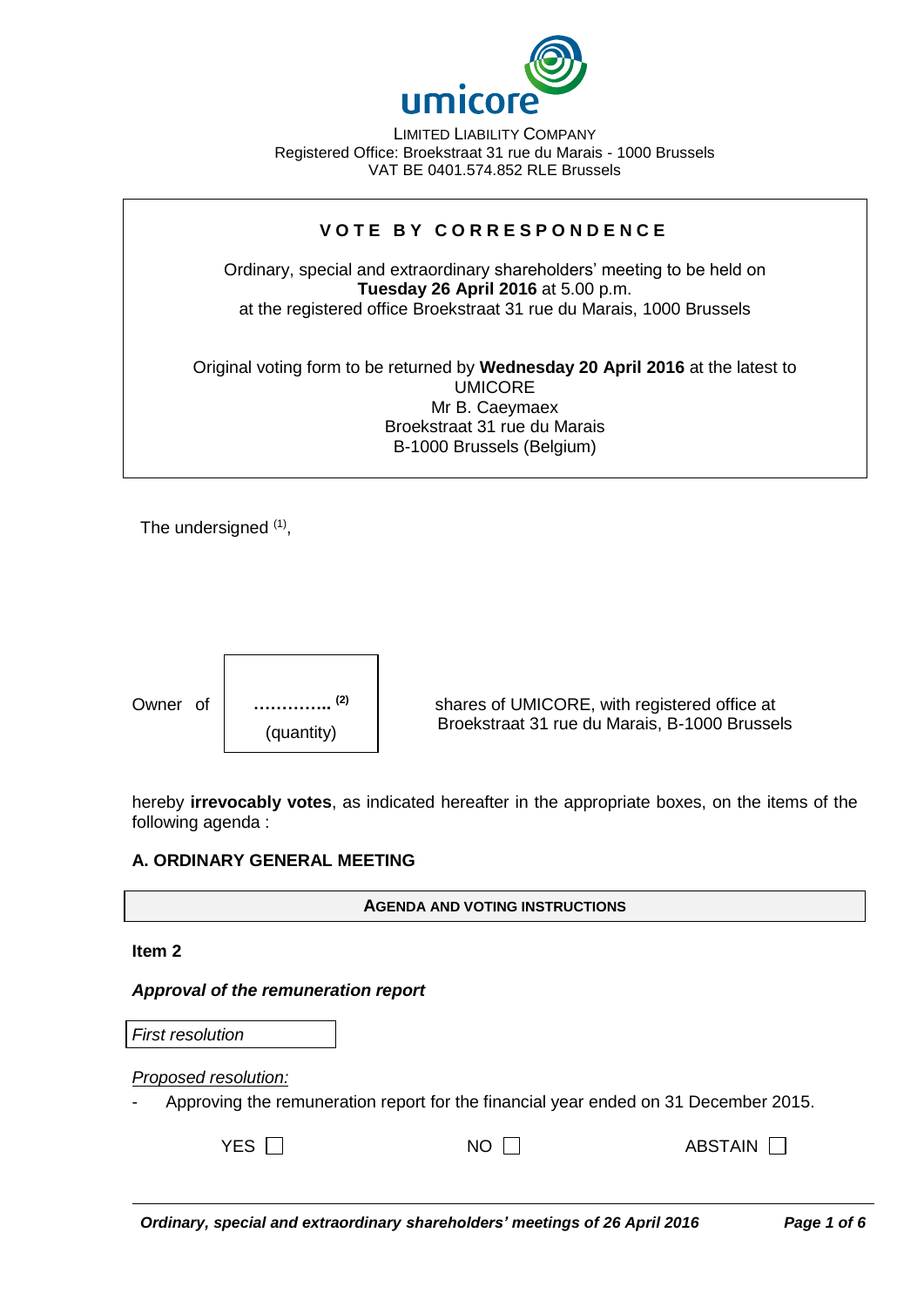umicore

LIMITED LIABILITY COMPANY
Registered Office: Broekstraat 31 rue du Marais - 1000 Brussels
VAT BE 0401.574.852 RLE Brussels

**V O T E  B Y  C O R R E S P O N D E N C E**

Ordinary, special and extraordinary shareholders' meeting to be held on
**Tuesday 26 April 2016** at 5.00 p.m.
at the registered office Broekstraat 31 rue du Marais, 1000 Brussels

Original voting form to be returned by **Wednesday 20 April 2016** at the latest to
UMICORE
Mr B. Caeymaex
Broekstraat 31 rue du Marais
B-1000 Brussels (Belgium)

The undersigned [(1)],

Owner of **…………..** [(2)] (quantity) shares of UMICORE, with registered office at Broekstraat 31 rue du Marais, B-1000 Brussels

hereby **irrevocably votes**, as indicated hereafter in the appropriate boxes, on the items of the following agenda :

## A. ORDINARY GENERAL MEETING

**AGENDA AND VOTING INSTRUCTIONS**

**Item 2**

***Approval of the remuneration report***

*First resolution*

*Proposed resolution:*

- Approving the remuneration report for the financial year ended on 31 December 2015.

YES ☐ NO ☐ ABSTAIN ☐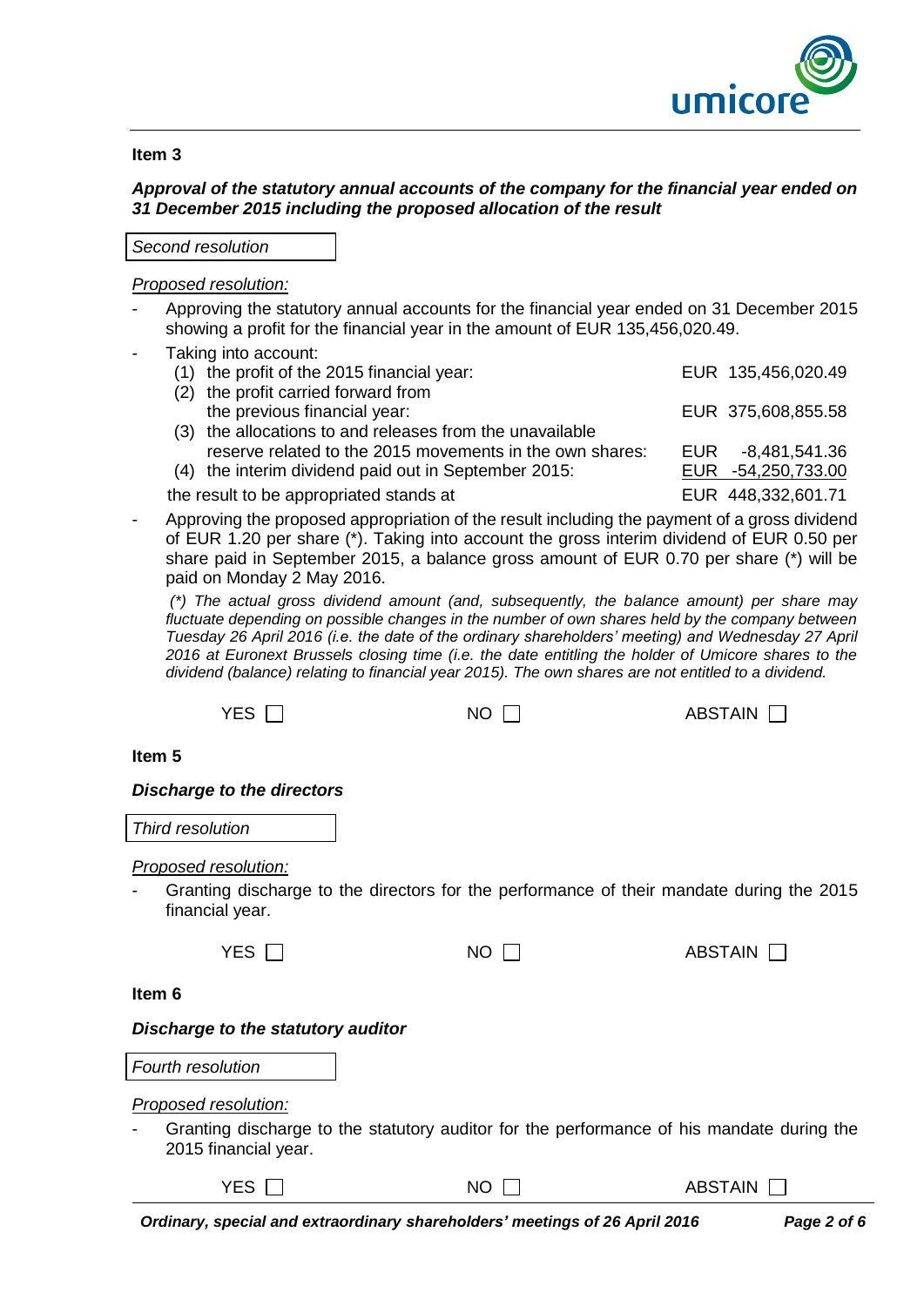**Item 3**

***Approval of the statutory annual accounts of the company for the financial year ended on 31 December 2015 including the proposed allocation of the result***

*Second resolution*

*Proposed resolution:*

- Approving the statutory annual accounts for the financial year ended on 31 December 2015 showing a profit for the financial year in the amount of EUR 135,456,020.49.
- Taking into account:

| | |
|---|---|
| (1) the profit of the 2015 financial year: | EUR 135,456,020.49 |
| (2) the profit carried forward from the previous financial year: | EUR 375,608,855.58 |
| (3) the allocations to and releases from the unavailable reserve related to the 2015 movements in the own shares: | EUR -8,481,541.36 |
| (4) the interim dividend paid out in September 2015: | EUR -54,250,733.00 |
| the result to be appropriated stands at | EUR 448,332,601.71 |

- Approving the proposed appropriation of the result including the payment of a gross dividend of EUR 1.20 per share (*). Taking into account the gross interim dividend of EUR 0.50 per share paid in September 2015, a balance gross amount of EUR 0.70 per share (*) will be paid on Monday 2 May 2016.

  *(\*) The actual gross dividend amount (and, subsequently, the balance amount) per share may fluctuate depending on possible changes in the number of own shares held by the company between Tuesday 26 April 2016 (i.e. the date of the ordinary shareholders' meeting) and Wednesday 27 April 2016 at Euronext Brussels closing time (i.e. the date entitling the holder of Umicore shares to the dividend (balance) relating to financial year 2015). The own shares are not entitled to a dividend.*

YES ☐ NO ☐ ABSTAIN ☐

**Item 5**

***Discharge to the directors***

*Third resolution*

*Proposed resolution:*

- Granting discharge to the directors for the performance of their mandate during the 2015 financial year.

YES ☐ NO ☐ ABSTAIN ☐

**Item 6**

***Discharge to the statutory auditor***

*Fourth resolution*

*Proposed resolution:*

- Granting discharge to the statutory auditor for the performance of his mandate during the 2015 financial year.

YES ☐ NO ☐ ABSTAIN ☐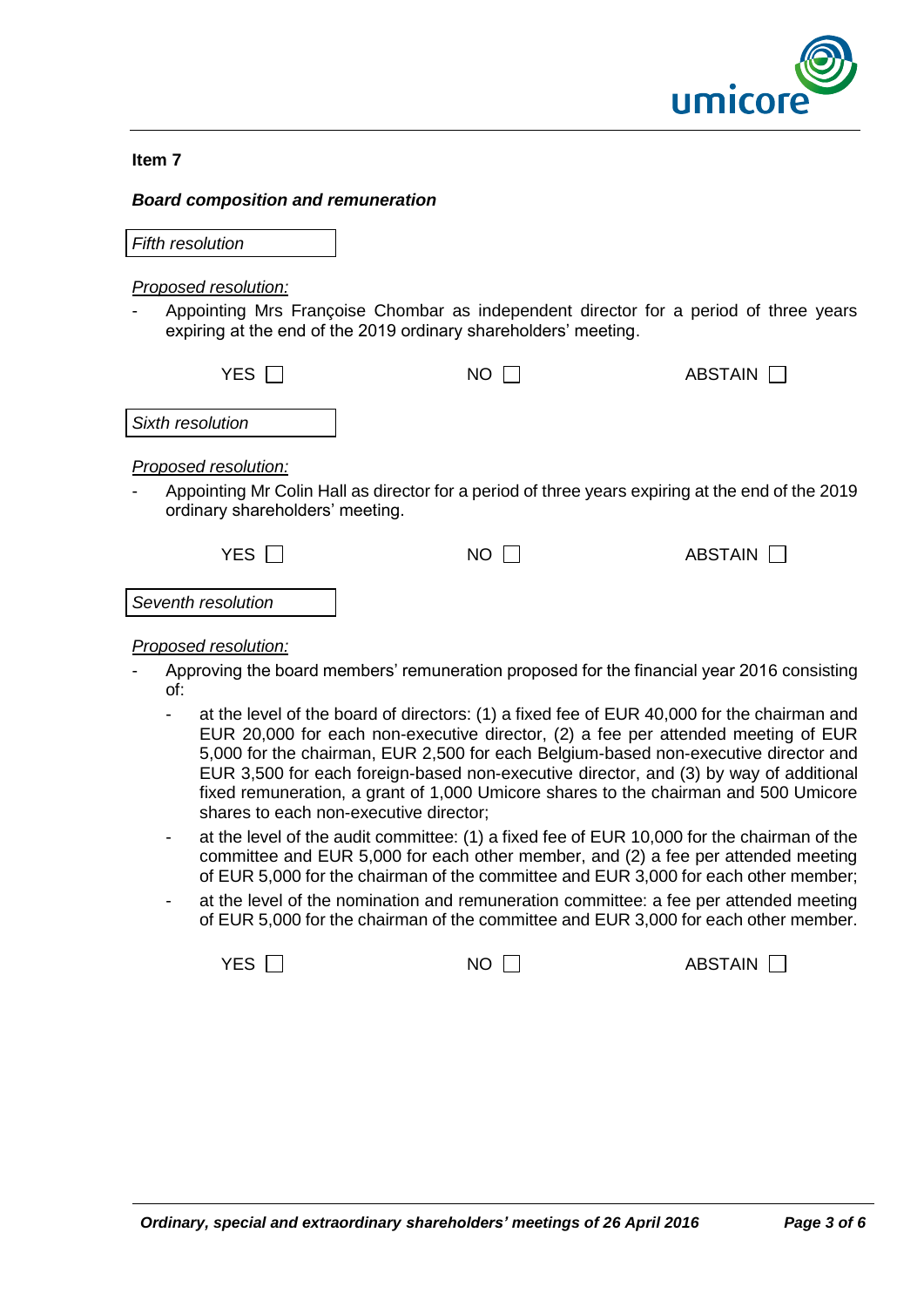**Item 7**

***Board composition and remuneration***

*Fifth resolution*

*Proposed resolution:*

- Appointing Mrs Françoise Chombar as independent director for a period of three years expiring at the end of the 2019 ordinary shareholders' meeting.

YES ☐ NO ☐ ABSTAIN ☐

*Sixth resolution*

*Proposed resolution:*

- Appointing Mr Colin Hall as director for a period of three years expiring at the end of the 2019 ordinary shareholders' meeting.

YES ☐ NO ☐ ABSTAIN ☐

*Seventh resolution*

*Proposed resolution:*

- Approving the board members' remuneration proposed for the financial year 2016 consisting of:
  - at the level of the board of directors: (1) a fixed fee of EUR 40,000 for the chairman and EUR 20,000 for each non-executive director, (2) a fee per attended meeting of EUR 5,000 for the chairman, EUR 2,500 for each Belgium-based non-executive director and EUR 3,500 for each foreign-based non-executive director, and (3) by way of additional fixed remuneration, a grant of 1,000 Umicore shares to the chairman and 500 Umicore shares to each non-executive director;
  - at the level of the audit committee: (1) a fixed fee of EUR 10,000 for the chairman of the committee and EUR 5,000 for each other member, and (2) a fee per attended meeting of EUR 5,000 for the chairman of the committee and EUR 3,000 for each other member;
  - at the level of the nomination and remuneration committee: a fee per attended meeting of EUR 5,000 for the chairman of the committee and EUR 3,000 for each other member.

YES ☐ NO ☐ ABSTAIN ☐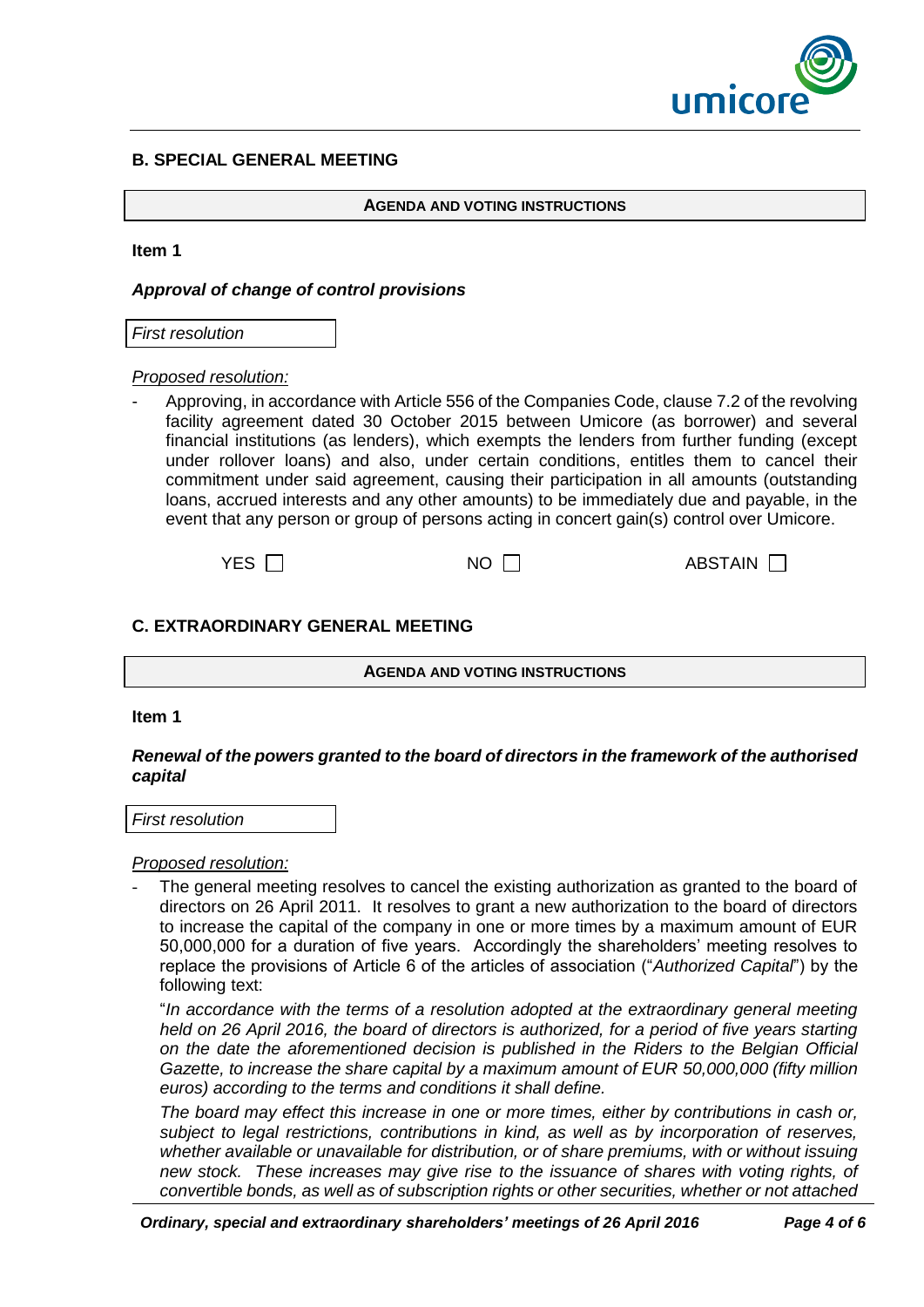## B. SPECIAL GENERAL MEETING

**AGENDA AND VOTING INSTRUCTIONS**

**Item 1**

***Approval of change of control provisions***

*First resolution*

*Proposed resolution:*

- Approving, in accordance with Article 556 of the Companies Code, clause 7.2 of the revolving facility agreement dated 30 October 2015 between Umicore (as borrower) and several financial institutions (as lenders), which exempts the lenders from further funding (except under rollover loans) and also, under certain conditions, entitles them to cancel their commitment under said agreement, causing their participation in all amounts (outstanding loans, accrued interests and any other amounts) to be immediately due and payable, in the event that any person or group of persons acting in concert gain(s) control over Umicore.

YES ☐ NO ☐ ABSTAIN ☐

## C. EXTRAORDINARY GENERAL MEETING

**AGENDA AND VOTING INSTRUCTIONS**

**Item 1**

***Renewal of the powers granted to the board of directors in the framework of the authorised capital***

*First resolution*

*Proposed resolution:*

- The general meeting resolves to cancel the existing authorization as granted to the board of directors on 26 April 2011. It resolves to grant a new authorization to the board of directors to increase the capital of the company in one or more times by a maximum amount of EUR 50,000,000 for a duration of five years. Accordingly the shareholders' meeting resolves to replace the provisions of Article 6 of the articles of association ("*Authorized Capital*") by the following text:

  "*In accordance with the terms of a resolution adopted at the extraordinary general meeting held on 26 April 2016, the board of directors is authorized, for a period of five years starting on the date the aforementioned decision is published in the Riders to the Belgian Official Gazette, to increase the share capital by a maximum amount of EUR 50,000,000 (fifty million euros) according to the terms and conditions it shall define.*

  *The board may effect this increase in one or more times, either by contributions in cash or, subject to legal restrictions, contributions in kind, as well as by incorporation of reserves, whether available or unavailable for distribution, or of share premiums, with or without issuing new stock. These increases may give rise to the issuance of shares with voting rights, of convertible bonds, as well as of subscription rights or other securities, whether or not attached*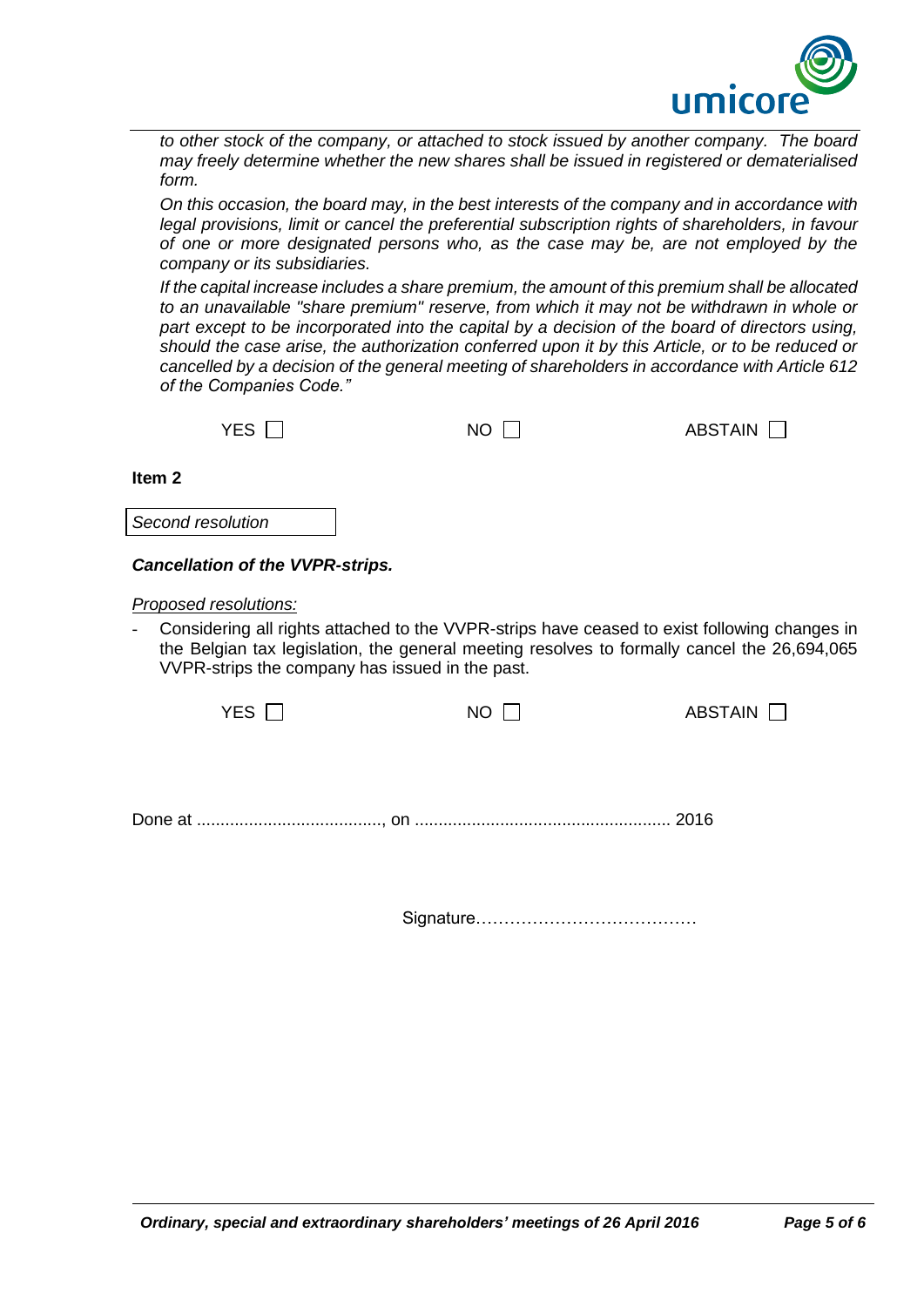*to other stock of the company, or attached to stock issued by another company. The board may freely determine whether the new shares shall be issued in registered or dematerialised form.*

*On this occasion, the board may, in the best interests of the company and in accordance with legal provisions, limit or cancel the preferential subscription rights of shareholders, in favour of one or more designated persons who, as the case may be, are not employed by the company or its subsidiaries.*

*If the capital increase includes a share premium, the amount of this premium shall be allocated to an unavailable "share premium" reserve, from which it may not be withdrawn in whole or part except to be incorporated into the capital by a decision of the board of directors using, should the case arise, the authorization conferred upon it by this Article, or to be reduced or cancelled by a decision of the general meeting of shareholders in accordance with Article 612 of the Companies Code."*

YES ☐ NO ☐ ABSTAIN ☐

**Item 2**

*Second resolution*

***Cancellation of the VVPR-strips.***

*Proposed resolutions:*

- Considering all rights attached to the VVPR-strips have ceased to exist following changes in the Belgian tax legislation, the general meeting resolves to formally cancel the 26,694,065 VVPR-strips the company has issued in the past.

YES ☐ NO ☐ ABSTAIN ☐

Done at ......................................, on ..................................................... 2016

Signature………………………………….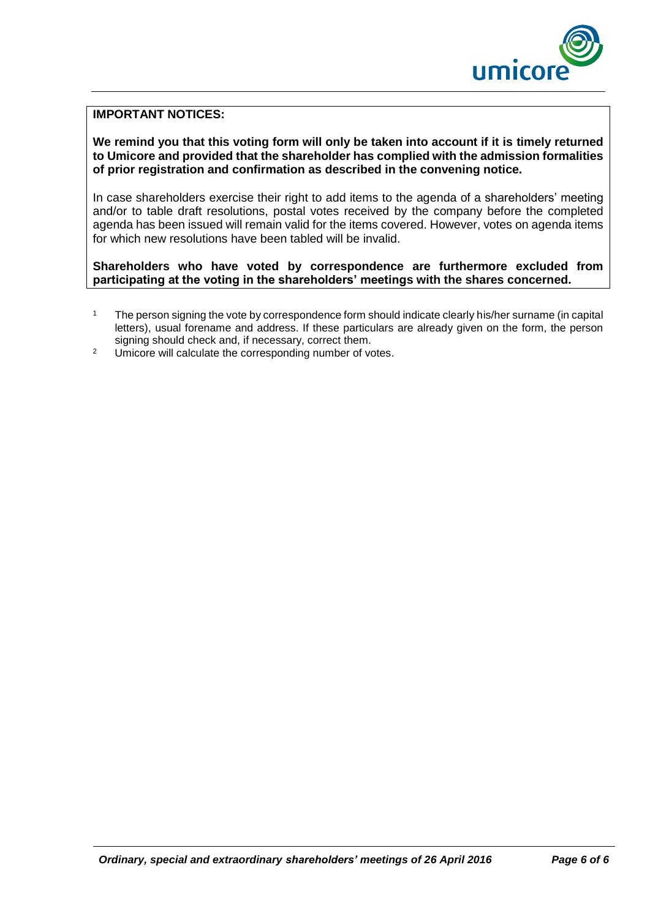**IMPORTANT NOTICES:**

**We remind you that this voting form will only be taken into account if it is timely returned to Umicore and provided that the shareholder has complied with the admission formalities of prior registration and confirmation as described in the convening notice.**

In case shareholders exercise their right to add items to the agenda of a shareholders' meeting and/or to table draft resolutions, postal votes received by the company before the completed agenda has been issued will remain valid for the items covered. However, votes on agenda items for which new resolutions have been tabled will be invalid.

**Shareholders who have voted by correspondence are furthermore excluded from participating at the voting in the shareholders' meetings with the shares concerned.**

[1] The person signing the vote by correspondence form should indicate clearly his/her surname (in capital letters), usual forename and address. If these particulars are already given on the form, the person signing should check and, if necessary, correct them.

[2] Umicore will calculate the corresponding number of votes.